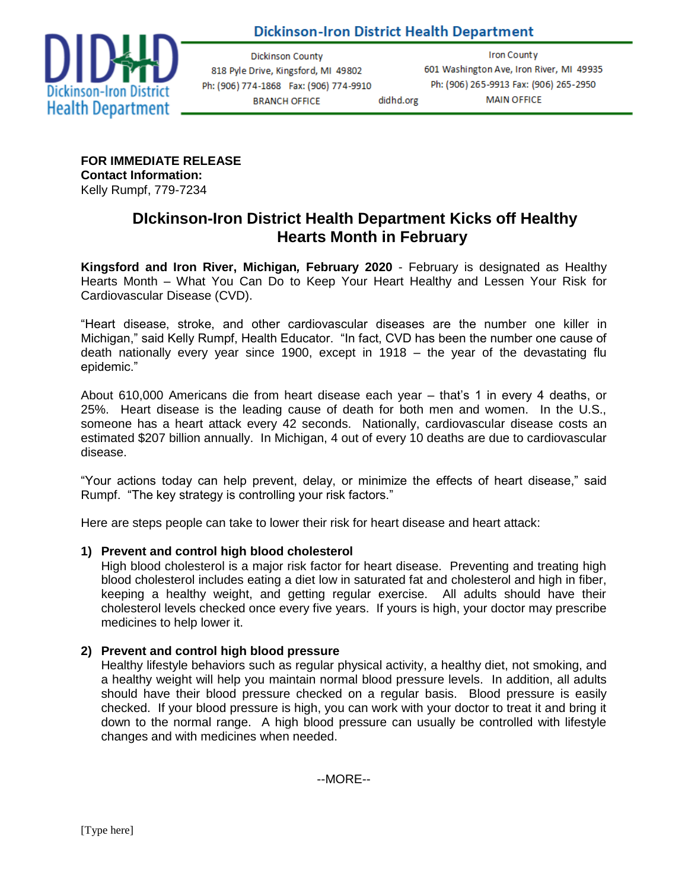**Dickinson-Iron District Health Department**

Dickinson County
818 Pyle Drive, Kingsford, MI 49802
Ph: (906) 774-1868 Fax: (906) 774-9910
BRANCH OFFICE

didhd.org

Iron County
601 Washington Ave, Iron River, MI 49935
Ph: (906) 265-9913 Fax: (906) 265-2950
MAIN OFFICE

**FOR IMMEDIATE RELEASE**
**Contact Information:**
Kelly Rumpf, 779-7234

# DIckinson-Iron District Health Department Kicks off Healthy Hearts Month in February

**Kingsford and Iron River, Michigan, February 2020** - February is designated as Healthy Hearts Month – What You Can Do to Keep Your Heart Healthy and Lessen Your Risk for Cardiovascular Disease (CVD).

"Heart disease, stroke, and other cardiovascular diseases are the number one killer in Michigan," said Kelly Rumpf, Health Educator. "In fact, CVD has been the number one cause of death nationally every year since 1900, except in 1918 – the year of the devastating flu epidemic."

About 610,000 Americans die from heart disease each year – that's 1 in every 4 deaths, or 25%. Heart disease is the leading cause of death for both men and women. In the U.S., someone has a heart attack every 42 seconds. Nationally, cardiovascular disease costs an estimated $207 billion annually. In Michigan, 4 out of every 10 deaths are due to cardiovascular disease.

"Your actions today can help prevent, delay, or minimize the effects of heart disease," said Rumpf. "The key strategy is controlling your risk factors."

Here are steps people can take to lower their risk for heart disease and heart attack:

1) **Prevent and control high blood cholesterol**
   High blood cholesterol is a major risk factor for heart disease. Preventing and treating high blood cholesterol includes eating a diet low in saturated fat and cholesterol and high in fiber, keeping a healthy weight, and getting regular exercise. All adults should have their cholesterol levels checked once every five years. If yours is high, your doctor may prescribe medicines to help lower it.

2) **Prevent and control high blood pressure**
   Healthy lifestyle behaviors such as regular physical activity, a healthy diet, not smoking, and a healthy weight will help you maintain normal blood pressure levels. In addition, all adults should have their blood pressure checked on a regular basis. Blood pressure is easily checked. If your blood pressure is high, you can work with your doctor to treat it and bring it down to the normal range. A high blood pressure can usually be controlled with lifestyle changes and with medicines when needed.

--MORE--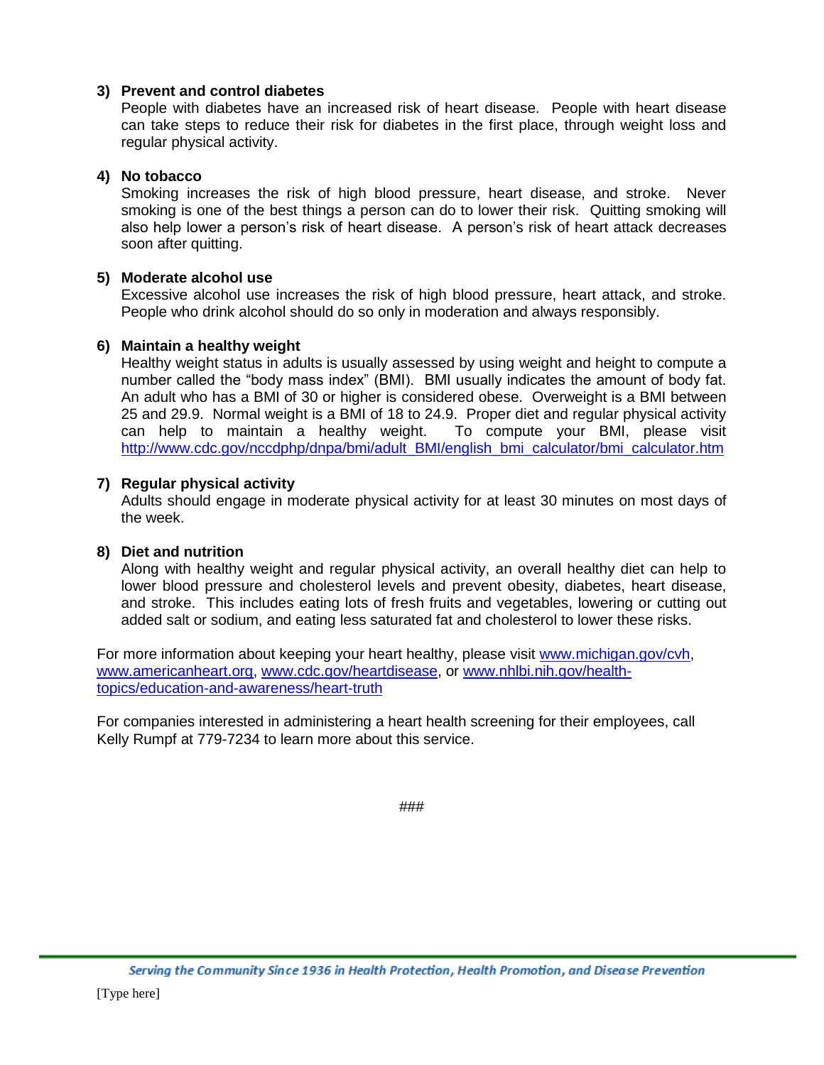**3) Prevent and control diabetes**

People with diabetes have an increased risk of heart disease. People with heart disease can take steps to reduce their risk for diabetes in the first place, through weight loss and regular physical activity.

**4) No tobacco**

Smoking increases the risk of high blood pressure, heart disease, and stroke. Never smoking is one of the best things a person can do to lower their risk. Quitting smoking will also help lower a person's risk of heart disease. A person's risk of heart attack decreases soon after quitting.

**5) Moderate alcohol use**

Excessive alcohol use increases the risk of high blood pressure, heart attack, and stroke. People who drink alcohol should do so only in moderation and always responsibly.

**6) Maintain a healthy weight**

Healthy weight status in adults is usually assessed by using weight and height to compute a number called the "body mass index" (BMI). BMI usually indicates the amount of body fat. An adult who has a BMI of 30 or higher is considered obese. Overweight is a BMI between 25 and 29.9. Normal weight is a BMI of 18 to 24.9. Proper diet and regular physical activity can help to maintain a healthy weight. To compute your BMI, please visit http://www.cdc.gov/nccdphp/dnpa/bmi/adult_BMI/english_bmi_calculator/bmi_calculator.htm

**7) Regular physical activity**

Adults should engage in moderate physical activity for at least 30 minutes on most days of the week.

**8) Diet and nutrition**

Along with healthy weight and regular physical activity, an overall healthy diet can help to lower blood pressure and cholesterol levels and prevent obesity, diabetes, heart disease, and stroke. This includes eating lots of fresh fruits and vegetables, lowering or cutting out added salt or sodium, and eating less saturated fat and cholesterol to lower these risks.

For more information about keeping your heart healthy, please visit www.michigan.gov/cvh, www.americanheart.org, www.cdc.gov/heartdisease, or www.nhlbi.nih.gov/health-topics/education-and-awareness/heart-truth

For companies interested in administering a heart health screening for their employees, call Kelly Rumpf at 779-7234 to learn more about this service.

###

*Serving the Community Since 1936 in Health Protection, Health Promotion, and Disease Prevention*

[Type here]